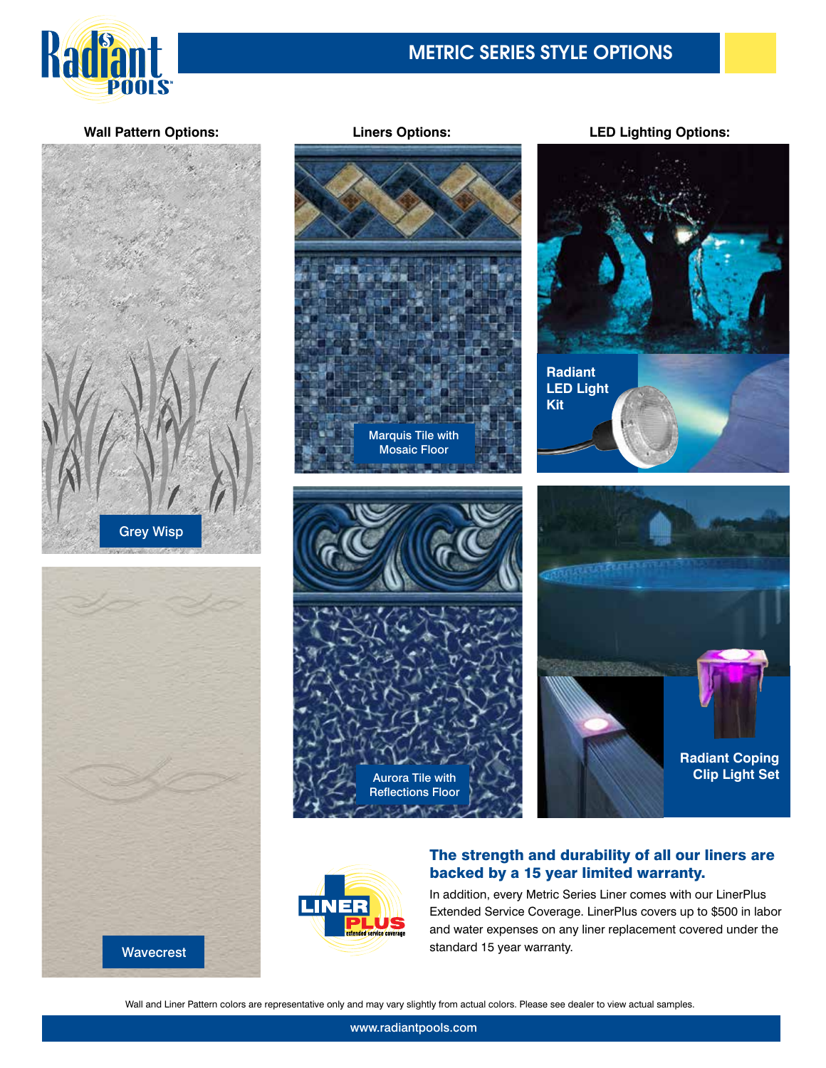# METRIC SERIES STYLE OPTIONS

### Wall Pattern Options:

Grey Wisp

Wavecrest

### Liners Options:

Marquis Tile with Mosaic Floor

Aurora Tile with Reflections Floor

### LED Lighting Options:

Radiant LED Light Kit

Radiant Coping Clip Light Set

LINER PLUS extended service coverage

**The strength and durability of all our liners are backed by a 15 year limited warranty.**

In addition, every Metric Series Liner comes with our LinerPlus Extended Service Coverage. LinerPlus covers up to $500 in labor and water expenses on any liner replacement covered under the standard 15 year warranty.

Wall and Liner Pattern colors are representative only and may vary slightly from actual colors. Please see dealer to view actual samples.

www.radiantpools.com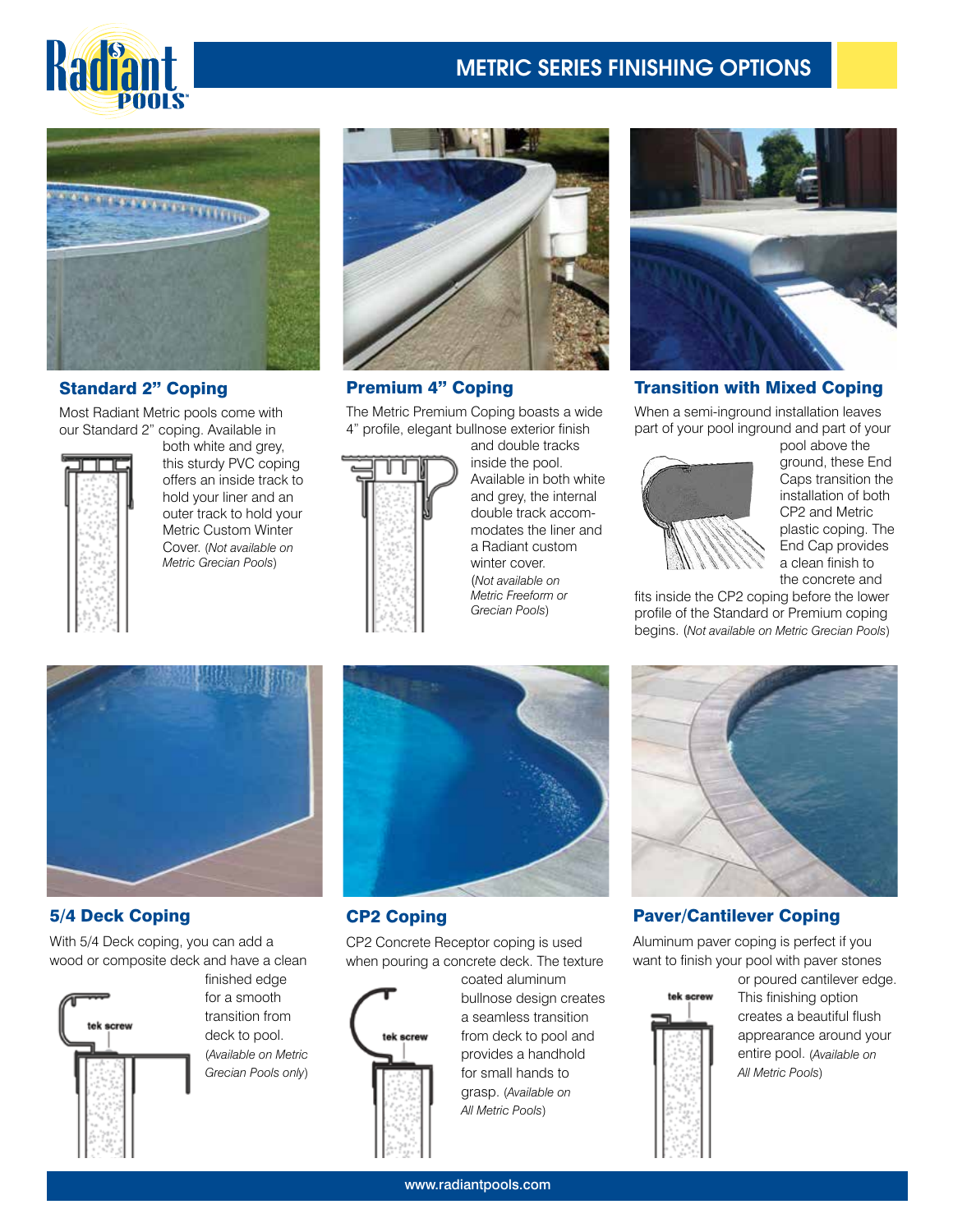# METRIC SERIES FINISHING OPTIONS

### Standard 2" Coping

Most Radiant Metric pools come with our Standard 2" coping. Available in both white and grey, this sturdy PVC coping offers an inside track to hold your liner and an outer track to hold your Metric Custom Winter Cover. (*Not available on Metric Grecian Pools*)

### Premium 4" Coping

The Metric Premium Coping boasts a wide 4" profile, elegant bullnose exterior finish and double tracks inside the pool. Available in both white and grey, the internal double track accommodates the liner and a Radiant custom winter cover. (*Not available on Metric Freeform or Grecian Pools*)

### Transition with Mixed Coping

When a semi-inground installation leaves part of your pool inground and part of your pool above the ground, these End Caps transition the installation of both CP2 and Metric plastic coping. The End Cap provides a clean finish to the concrete and fits inside the CP2 coping before the lower profile of the Standard or Premium coping begins. (*Not available on Metric Grecian Pools*)

### 5/4 Deck Coping

With 5/4 Deck coping, you can add a wood or composite deck and have a clean finished edge for a smooth transition from deck to pool. (*Available on Metric Grecian Pools only*)

tek screw

### CP2 Coping

CP2 Concrete Receptor coping is used when pouring a concrete deck. The texture coated aluminum bullnose design creates a seamless transition from deck to pool and provides a handhold for small hands to grasp. (*Available on All Metric Pools*)

tek screw

### Paver/Cantilever Coping

Aluminum paver coping is perfect if you want to finish your pool with paver stones or poured cantilever edge. This finishing option creates a beautiful flush appearance around your entire pool. (*Available on All Metric Pools*)

tek screw

www.radiantpools.com